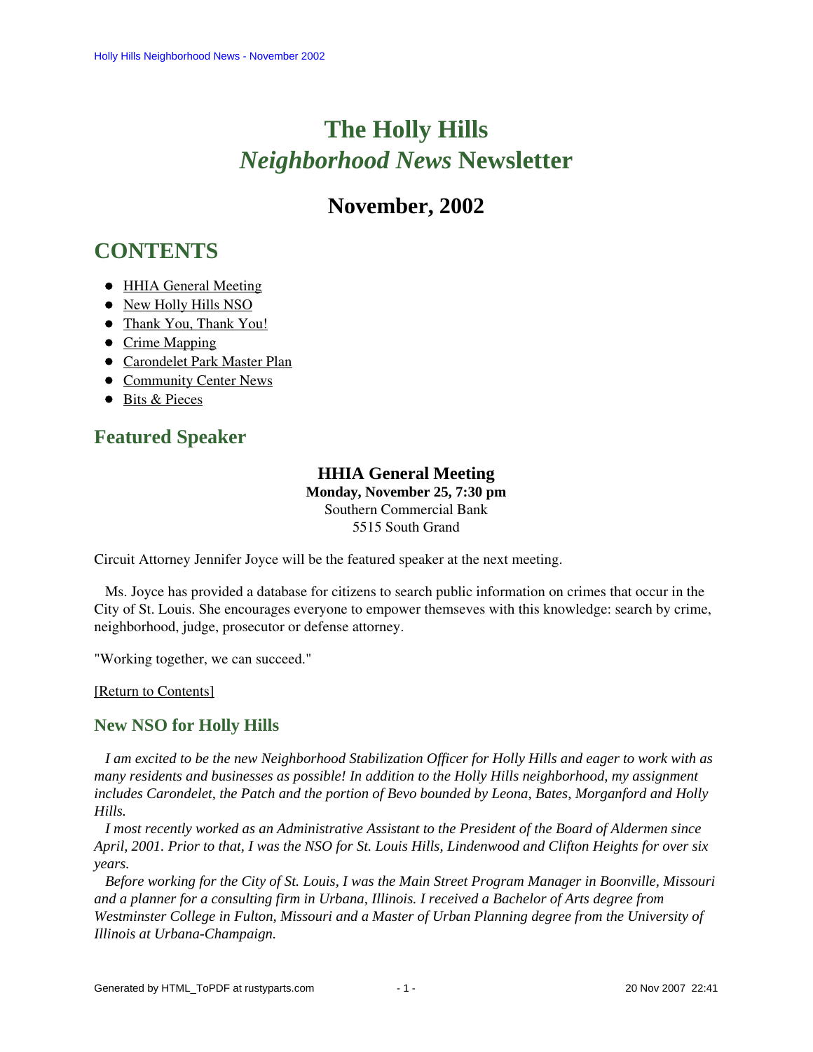# The Holly Hills *Neighborhood News* Newsletter

## November, 2002

# CONTENTS

- HHIA General Meeting
- New Holly Hills NSO
- Thank You, Thank You!
- Crime Mapping
- Carondelet Park Master Plan
- Community Center News
- Bits & Pieces

## Featured Speaker

**HHIA General Meeting**
**Monday, November 25, 7:30 pm**
Southern Commercial Bank
5515 South Grand

Circuit Attorney Jennifer Joyce will be the featured speaker at the next meeting.

Ms. Joyce has provided a database for citizens to search public information on crimes that occur in the City of St. Louis. She encourages everyone to empower themseves with this knowledge: search by crime, neighborhood, judge, prosecutor or defense attorney.

"Working together, we can succeed."

[Return to Contents]

### New NSO for Holly Hills

*I am excited to be the new Neighborhood Stabilization Officer for Holly Hills and eager to work with as many residents and businesses as possible! In addition to the Holly Hills neighborhood, my assignment includes Carondelet, the Patch and the portion of Bevo bounded by Leona, Bates, Morganford and Holly Hills.*

*I most recently worked as an Administrative Assistant to the President of the Board of Aldermen since April, 2001. Prior to that, I was the NSO for St. Louis Hills, Lindenwood and Clifton Heights for over six years.*

*Before working for the City of St. Louis, I was the Main Street Program Manager in Boonville, Missouri and a planner for a consulting firm in Urbana, Illinois. I received a Bachelor of Arts degree from Westminster College in Fulton, Missouri and a Master of Urban Planning degree from the University of Illinois at Urbana-Champaign.*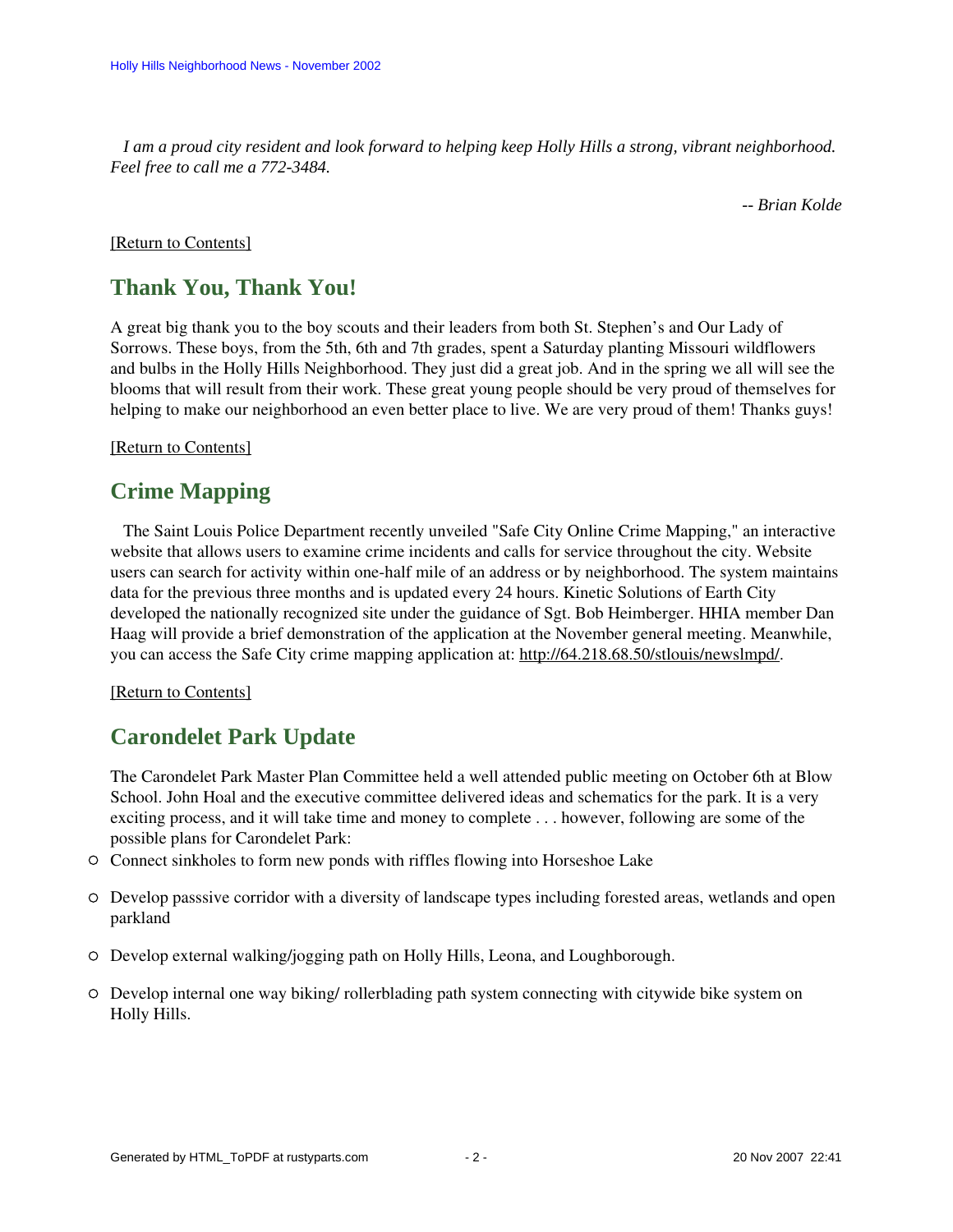*I am a proud city resident and look forward to helping keep Holly Hills a strong, vibrant neighborhood. Feel free to call me a 772-3484.*

*-- Brian Kolde*

[Return to Contents]

## Thank You, Thank You!

A great big thank you to the boy scouts and their leaders from both St. Stephen's and Our Lady of Sorrows. These boys, from the 5th, 6th and 7th grades, spent a Saturday planting Missouri wildflowers and bulbs in the Holly Hills Neighborhood. They just did a great job. And in the spring we all will see the blooms that will result from their work. These great young people should be very proud of themselves for helping to make our neighborhood an even better place to live. We are very proud of them! Thanks guys!

[Return to Contents]

## Crime Mapping

The Saint Louis Police Department recently unveiled "Safe City Online Crime Mapping," an interactive website that allows users to examine crime incidents and calls for service throughout the city. Website users can search for activity within one-half mile of an address or by neighborhood. The system maintains data for the previous three months and is updated every 24 hours. Kinetic Solutions of Earth City developed the nationally recognized site under the guidance of Sgt. Bob Heimberger. HHIA member Dan Haag will provide a brief demonstration of the application at the November general meeting. Meanwhile, you can access the Safe City crime mapping application at: http://64.218.68.50/stlouis/newslmpd/.

[Return to Contents]

## Carondelet Park Update

The Carondelet Park Master Plan Committee held a well attended public meeting on October 6th at Blow School. John Hoal and the executive committee delivered ideas and schematics for the park. It is a very exciting process, and it will take time and money to complete . . . however, following are some of the possible plans for Carondelet Park:

- Connect sinkholes to form new ponds with riffles flowing into Horseshoe Lake
- Develop passsive corridor with a diversity of landscape types including forested areas, wetlands and open parkland
- Develop external walking/jogging path on Holly Hills, Leona, and Loughborough.
- Develop internal one way biking/ rollerblading path system connecting with citywide bike system on Holly Hills.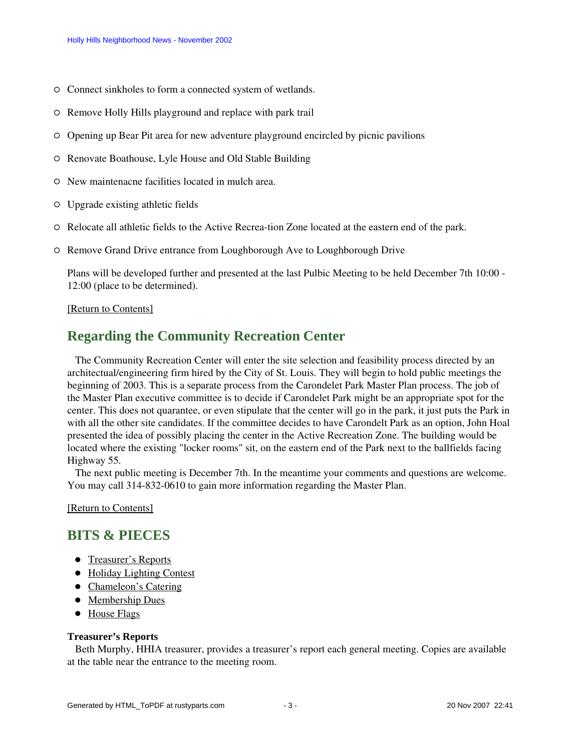- Connect sinkholes to form a connected system of wetlands.
- Remove Holly Hills playground and replace with park trail
- Opening up Bear Pit area for new adventure playground encircled by picnic pavilions
- Renovate Boathouse, Lyle House and Old Stable Building
- New maintenacne facilities located in mulch area.
- Upgrade existing athletic fields
- Relocate all athletic fields to the Active Recrea-tion Zone located at the eastern end of the park.
- Remove Grand Drive entrance from Loughborough Ave to Loughborough Drive

Plans will be developed further and presented at the last Pulbic Meeting to be held December 7th 10:00 - 12:00 (place to be determined).

[Return to Contents]

## Regarding the Community Recreation Center

The Community Recreation Center will enter the site selection and feasibility process directed by an architectual/engineering firm hired by the City of St. Louis. They will begin to hold public meetings the beginning of 2003. This is a separate process from the Carondelet Park Master Plan process. The job of the Master Plan executive committee is to decide if Carondelet Park might be an appropriate spot for the center. This does not quarantee, or even stipulate that the center will go in the park, it just puts the Park in with all the other site candidates. If the committee decides to have Carondelt Park as an option, John Hoal presented the idea of possibly placing the center in the Active Recreation Zone. The building would be located where the existing "locker rooms" sit, on the eastern end of the Park next to the ballfields facing Highway 55.

The next public meeting is December 7th. In the meantime your comments and questions are welcome. You may call 314-832-0610 to gain more information regarding the Master Plan.

[Return to Contents]

## BITS & PIECES

- Treasurer's Reports
- Holiday Lighting Contest
- Chameleon's Catering
- Membership Dues
- House Flags

**Treasurer's Reports**

Beth Murphy, HHIA treasurer, provides a treasurer's report each general meeting. Copies are available at the table near the entrance to the meeting room.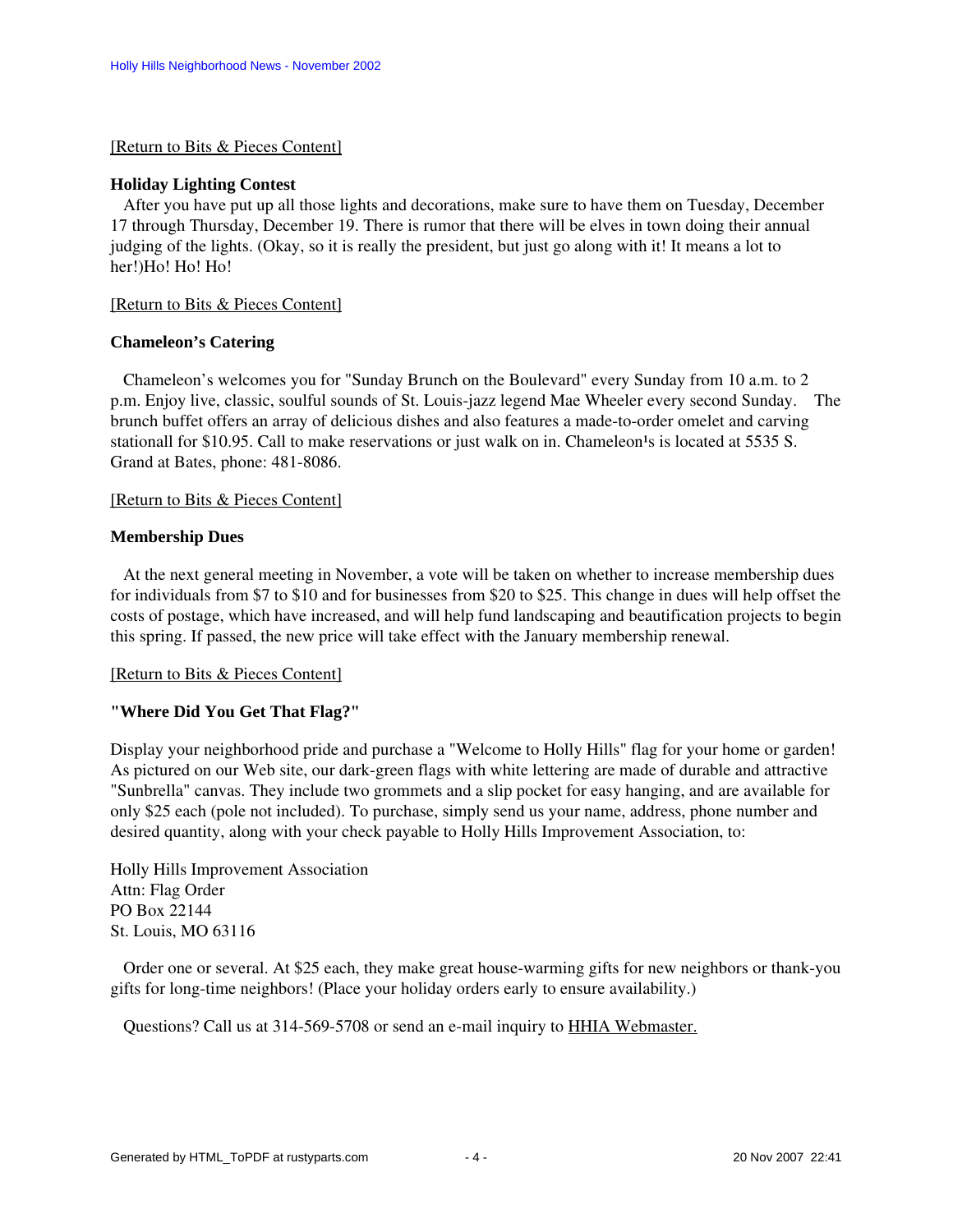[Return to Bits & Pieces Content]

**Holiday Lighting Contest**

After you have put up all those lights and decorations, make sure to have them on Tuesday, December 17 through Thursday, December 19. There is rumor that there will be elves in town doing their annual judging of the lights. (Okay, so it is really the president, but just go along with it! It means a lot to her!)Ho! Ho! Ho!

[Return to Bits & Pieces Content]

**Chameleon's Catering**

Chameleon's welcomes you for "Sunday Brunch on the Boulevard" every Sunday from 10 a.m. to 2 p.m. Enjoy live, classic, soulful sounds of St. Louis-jazz legend Mae Wheeler every second Sunday. The brunch buffet offers an array of delicious dishes and also features a made-to-order omelet and carving stationall for $10.95. Call to make reservations or just walk on in. Chameleon¹s is located at 5535 S. Grand at Bates, phone: 481-8086.

[Return to Bits & Pieces Content]

**Membership Dues**

At the next general meeting in November, a vote will be taken on whether to increase membership dues for individuals from $7 to $10 and for businesses from $20 to $25. This change in dues will help offset the costs of postage, which have increased, and will help fund landscaping and beautification projects to begin this spring. If passed, the new price will take effect with the January membership renewal.

[Return to Bits & Pieces Content]

**"Where Did You Get That Flag?"**

Display your neighborhood pride and purchase a "Welcome to Holly Hills" flag for your home or garden! As pictured on our Web site, our dark-green flags with white lettering are made of durable and attractive "Sunbrella" canvas. They include two grommets and a slip pocket for easy hanging, and are available for only $25 each (pole not included). To purchase, simply send us your name, address, phone number and desired quantity, along with your check payable to Holly Hills Improvement Association, to:

Holly Hills Improvement Association
Attn: Flag Order
PO Box 22144
St. Louis, MO 63116

Order one or several. At $25 each, they make great house-warming gifts for new neighbors or thank-you gifts for long-time neighbors! (Place your holiday orders early to ensure availability.)

Questions? Call us at 314-569-5708 or send an e-mail inquiry to HHIA Webmaster.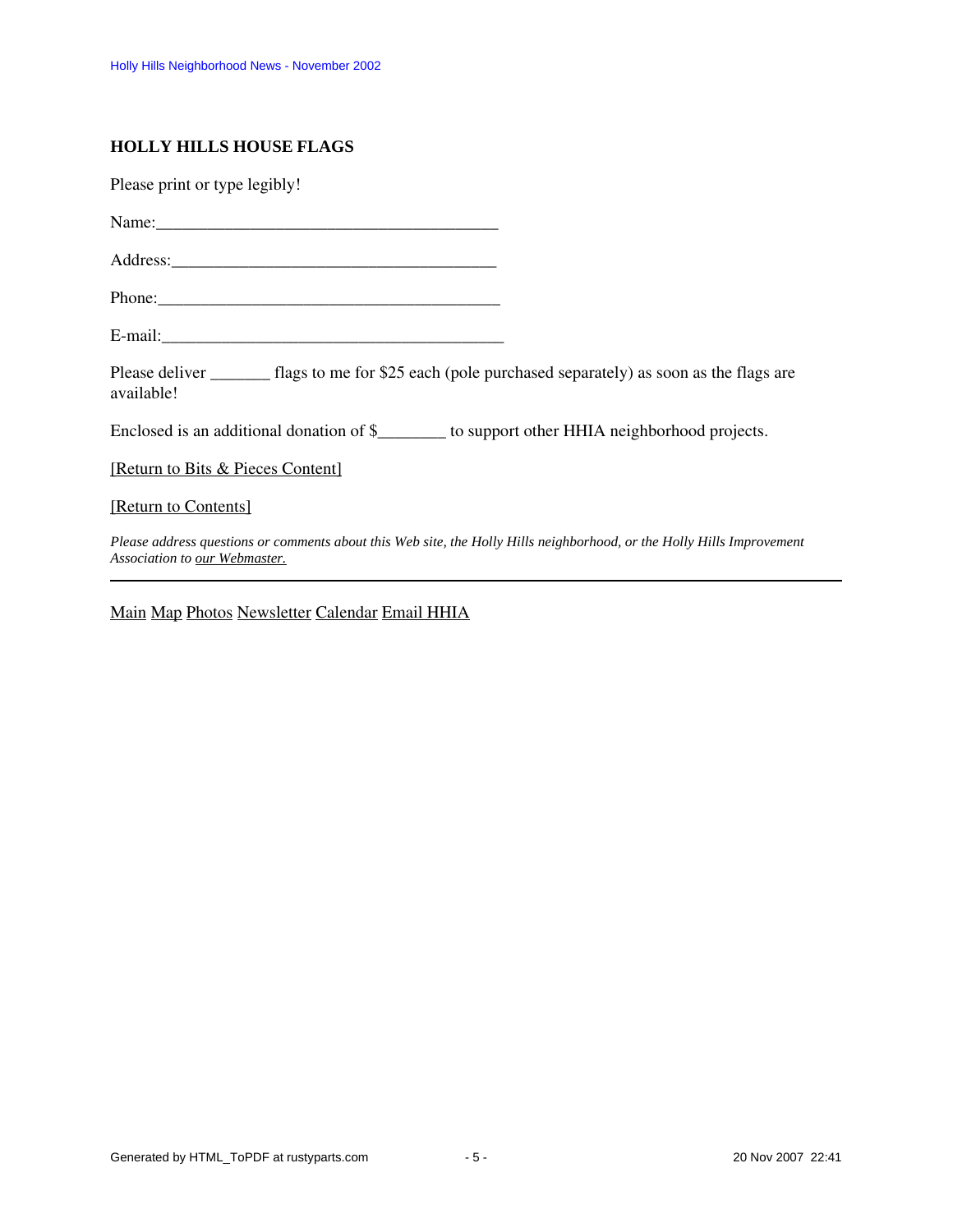### HOLLY HILLS HOUSE FLAGS

Please print or type legibly!

Name:________________________________________

Address:______________________________________

Phone:________________________________________

E-mail:________________________________________

Please deliver _______ flags to me for $25 each (pole purchased separately) as soon as the flags are available!

Enclosed is an additional donation of $________ to support other HHIA neighborhood projects.

[Return to Bits & Pieces Content]

[Return to Contents]

*Please address questions or comments about this Web site, the Holly Hills neighborhood, or the Holly Hills Improvement Association to our Webmaster.*

---

Main Map Photos Newsletter Calendar Email HHIA